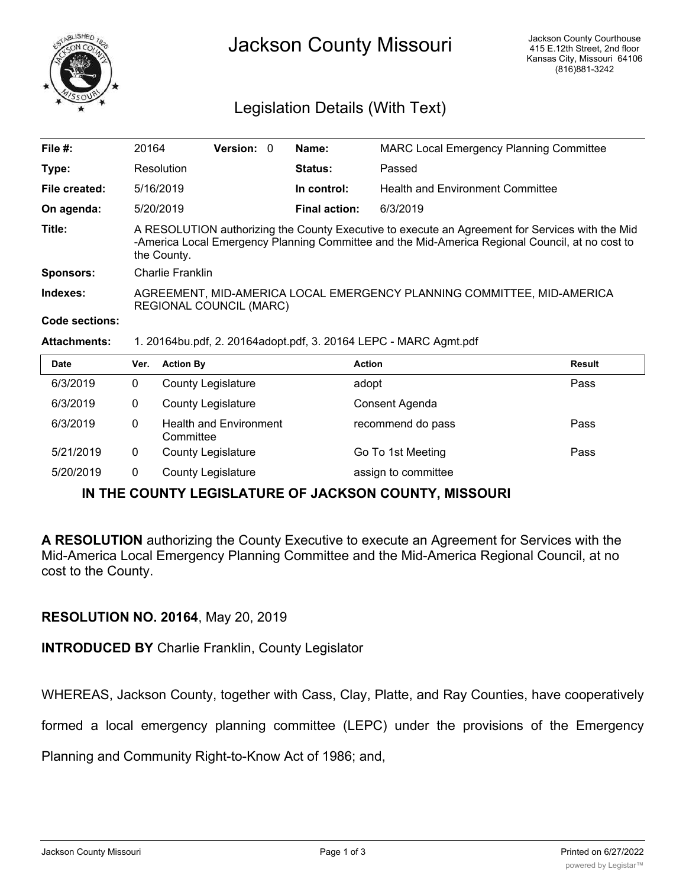# Jackson County Missouri

Jackson County Courthouse
415 E.12th Street, 2nd floor
Kansas City, Missouri 64106
(816)881-3242

## Legislation Details (With Text)

| | | | |
|---|---|---|---|
| **File #:** | 20164 **Version:** 0 | **Name:** | MARC Local Emergency Planning Committee |
| **Type:** | Resolution | **Status:** | Passed |
| **File created:** | 5/16/2019 | **In control:** | Health and Environment Committee |
| **On agenda:** | 5/20/2019 | **Final action:** | 6/3/2019 |

**Title:** A RESOLUTION authorizing the County Executive to execute an Agreement for Services with the Mid-America Local Emergency Planning Committee and the Mid-America Regional Council, at no cost to the County.

**Sponsors:** Charlie Franklin

**Indexes:** AGREEMENT, MID-AMERICA LOCAL EMERGENCY PLANNING COMMITTEE, MID-AMERICA REGIONAL COUNCIL (MARC)

**Code sections:**

**Attachments:** 1. 20164bu.pdf, 2. 20164adopt.pdf, 3. 20164 LEPC - MARC Agmt.pdf

| Date | Ver. | Action By | Action | Result |
|---|---|---|---|---|
| 6/3/2019 | 0 | County Legislature | adopt | Pass |
| 6/3/2019 | 0 | County Legislature | Consent Agenda | |
| 6/3/2019 | 0 | Health and Environment Committee | recommend do pass | Pass |
| 5/21/2019 | 0 | County Legislature | Go To 1st Meeting | Pass |
| 5/20/2019 | 0 | County Legislature | assign to committee | |

**IN THE COUNTY LEGISLATURE OF JACKSON COUNTY, MISSOURI**

**A RESOLUTION** authorizing the County Executive to execute an Agreement for Services with the Mid-America Local Emergency Planning Committee and the Mid-America Regional Council, at no cost to the County.

**RESOLUTION NO. 20164**, May 20, 2019

**INTRODUCED BY** Charlie Franklin, County Legislator

WHEREAS, Jackson County, together with Cass, Clay, Platte, and Ray Counties, have cooperatively formed a local emergency planning committee (LEPC) under the provisions of the Emergency Planning and Community Right-to-Know Act of 1986; and,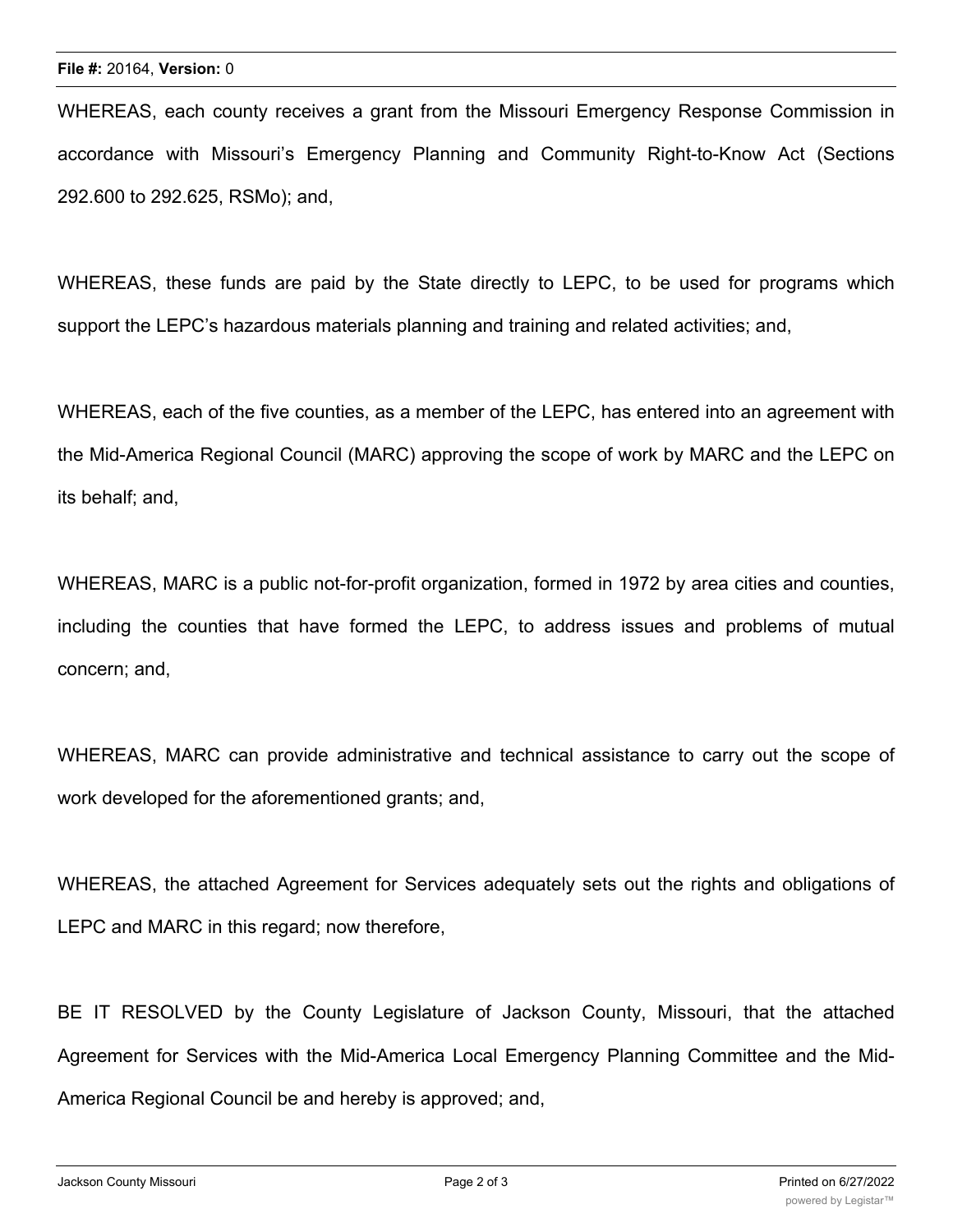WHEREAS, each county receives a grant from the Missouri Emergency Response Commission in accordance with Missouri's Emergency Planning and Community Right-to-Know Act (Sections 292.600 to 292.625, RSMo); and,

WHEREAS, these funds are paid by the State directly to LEPC, to be used for programs which support the LEPC's hazardous materials planning and training and related activities; and,

WHEREAS, each of the five counties, as a member of the LEPC, has entered into an agreement with the Mid-America Regional Council (MARC) approving the scope of work by MARC and the LEPC on its behalf; and,

WHEREAS, MARC is a public not-for-profit organization, formed in 1972 by area cities and counties, including the counties that have formed the LEPC, to address issues and problems of mutual concern; and,

WHEREAS, MARC can provide administrative and technical assistance to carry out the scope of work developed for the aforementioned grants; and,

WHEREAS, the attached Agreement for Services adequately sets out the rights and obligations of LEPC and MARC in this regard; now therefore,

BE IT RESOLVED by the County Legislature of Jackson County, Missouri, that the attached Agreement for Services with the Mid-America Local Emergency Planning Committee and the Mid-America Regional Council be and hereby is approved; and,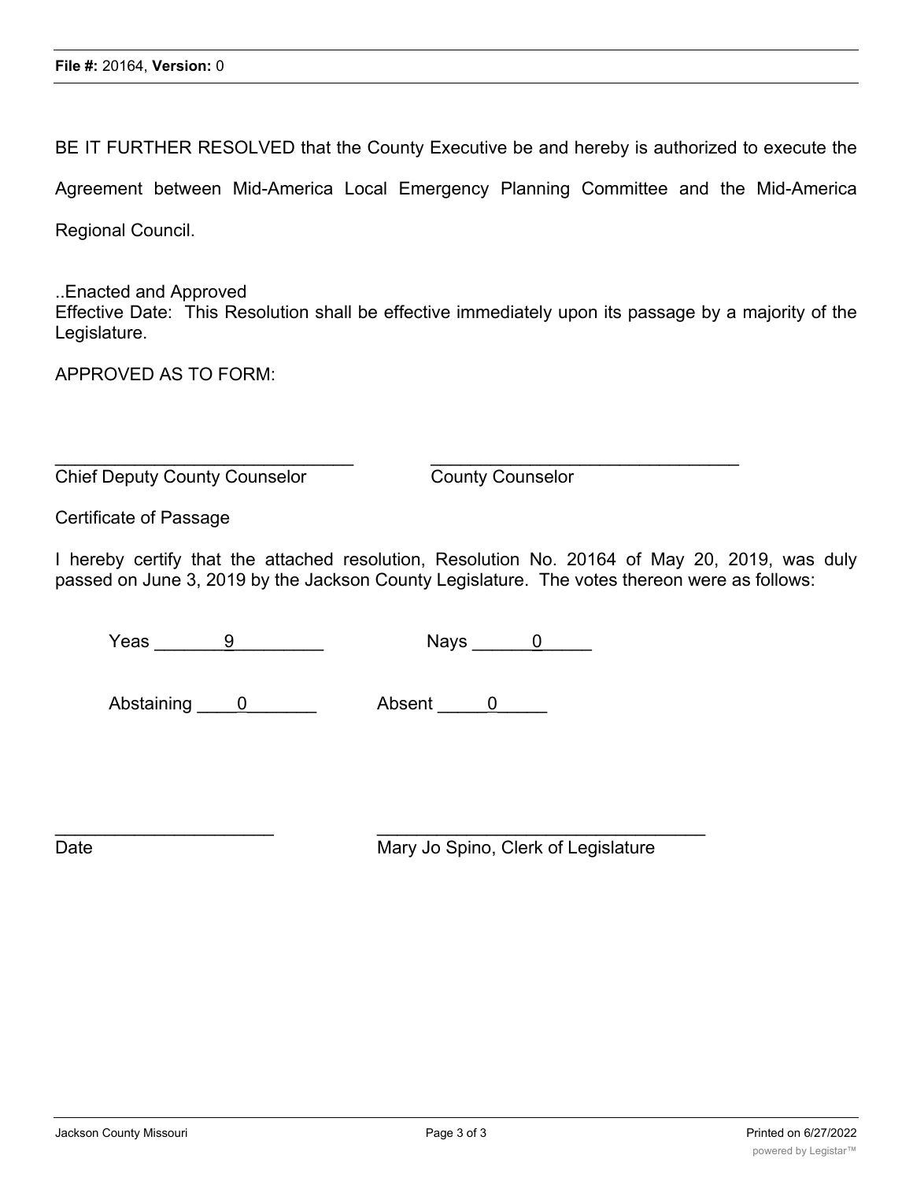BE IT FURTHER RESOLVED that the County Executive be and hereby is authorized to execute the Agreement between Mid-America Local Emergency Planning Committee and the Mid-America Regional Council.

..Enacted and Approved
Effective Date: This Resolution shall be effective immediately upon its passage by a majority of the Legislature.

APPROVED AS TO FORM:

______________________________ ______________________________
Chief Deputy County Counselor County Counselor

Certificate of Passage

I hereby certify that the attached resolution, Resolution No. 20164 of May 20, 2019, was duly passed on June 3, 2019 by the Jackson County Legislature. The votes thereon were as follows:

Yeas ______9______ Nays ______0______

Abstaining ____0____ Absent _____0_____

______________________ ______________________________
Date Mary Jo Spino, Clerk of Legislature